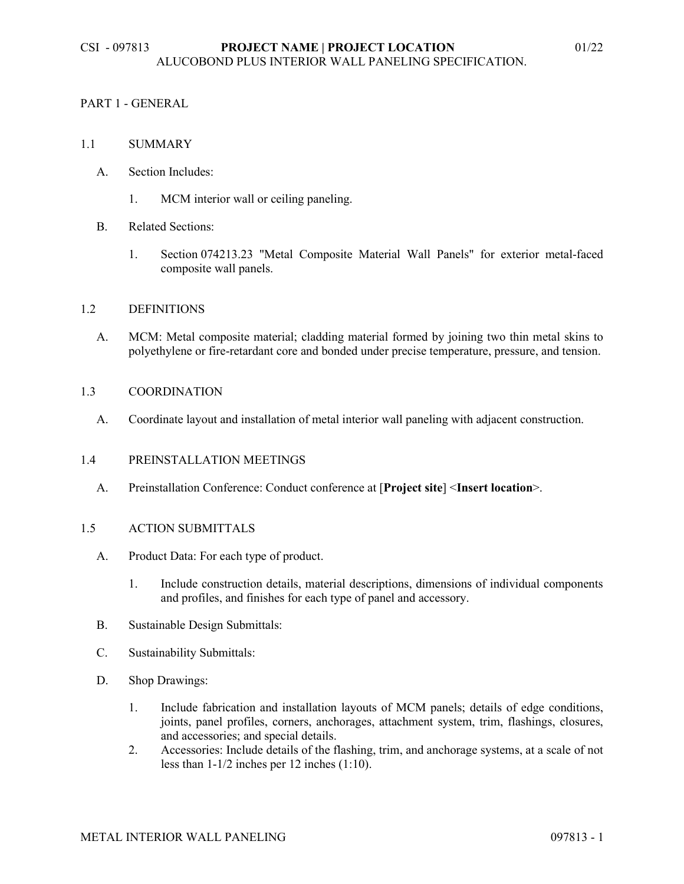CSI - 097813 **PROJECT NAME | PROJECT LOCATION** 01/22
ALUCOBOND PLUS INTERIOR WALL PANELING SPECIFICATION.

# PART 1 - GENERAL

## 1.1 SUMMARY

A. Section Includes:

1. MCM interior wall or ceiling paneling.

B. Related Sections:

1. Section 074213.23 "Metal Composite Material Wall Panels" for exterior metal-faced composite wall panels.

## 1.2 DEFINITIONS

A. MCM: Metal composite material; cladding material formed by joining two thin metal skins to polyethylene or fire-retardant core and bonded under precise temperature, pressure, and tension.

## 1.3 COORDINATION

A. Coordinate layout and installation of metal interior wall paneling with adjacent construction.

## 1.4 PREINSTALLATION MEETINGS

A. Preinstallation Conference: Conduct conference at [**Project site**] <**Insert location**>.

## 1.5 ACTION SUBMITTALS

A. Product Data: For each type of product.

1. Include construction details, material descriptions, dimensions of individual components and profiles, and finishes for each type of panel and accessory.

B. Sustainable Design Submittals:

C. Sustainability Submittals:

D. Shop Drawings:

1. Include fabrication and installation layouts of MCM panels; details of edge conditions, joints, panel profiles, corners, anchorages, attachment system, trim, flashings, closures, and accessories; and special details.
2. Accessories: Include details of the flashing, trim, and anchorage systems, at a scale of not less than 1-1/2 inches per 12 inches (1:10).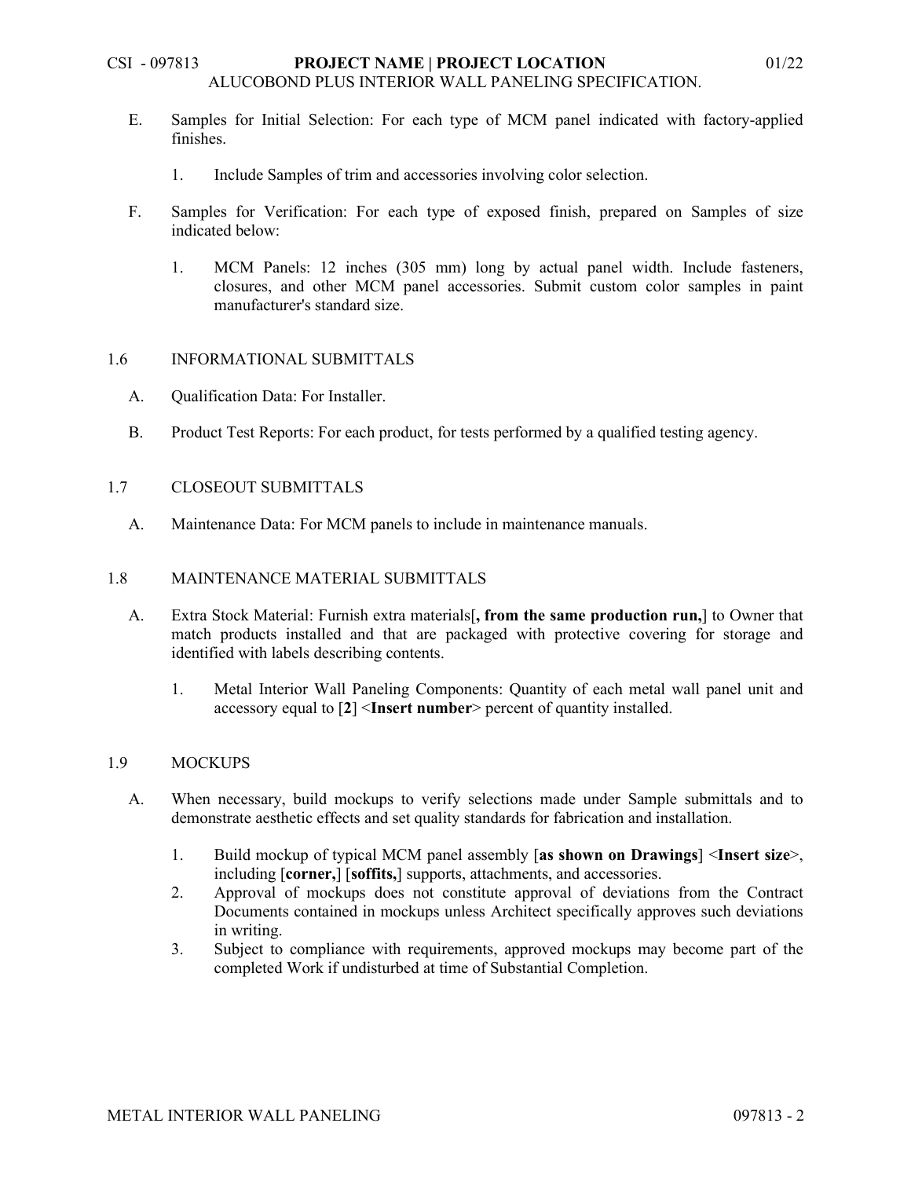E. Samples for Initial Selection: For each type of MCM panel indicated with factory-applied finishes.

  1. Include Samples of trim and accessories involving color selection.

F. Samples for Verification: For each type of exposed finish, prepared on Samples of size indicated below:

  1. MCM Panels: 12 inches (305 mm) long by actual panel width. Include fasteners, closures, and other MCM panel accessories. Submit custom color samples in paint manufacturer's standard size.

## 1.6 INFORMATIONAL SUBMITTALS

A. Qualification Data: For Installer.

B. Product Test Reports: For each product, for tests performed by a qualified testing agency.

## 1.7 CLOSEOUT SUBMITTALS

A. Maintenance Data: For MCM panels to include in maintenance manuals.

## 1.8 MAINTENANCE MATERIAL SUBMITTALS

A. Extra Stock Material: Furnish extra materials[**, from the same production run,**] to Owner that match products installed and that are packaged with protective covering for storage and identified with labels describing contents.

  1. Metal Interior Wall Paneling Components: Quantity of each metal wall panel unit and accessory equal to [**2**] <**Insert number**> percent of quantity installed.

## 1.9 MOCKUPS

A. When necessary, build mockups to verify selections made under Sample submittals and to demonstrate aesthetic effects and set quality standards for fabrication and installation.

  1. Build mockup of typical MCM panel assembly [**as shown on Drawings**] <**Insert size**>, including [**corner,**] [**soffits,**] supports, attachments, and accessories.
  2. Approval of mockups does not constitute approval of deviations from the Contract Documents contained in mockups unless Architect specifically approves such deviations in writing.
  3. Subject to compliance with requirements, approved mockups may become part of the completed Work if undisturbed at time of Substantial Completion.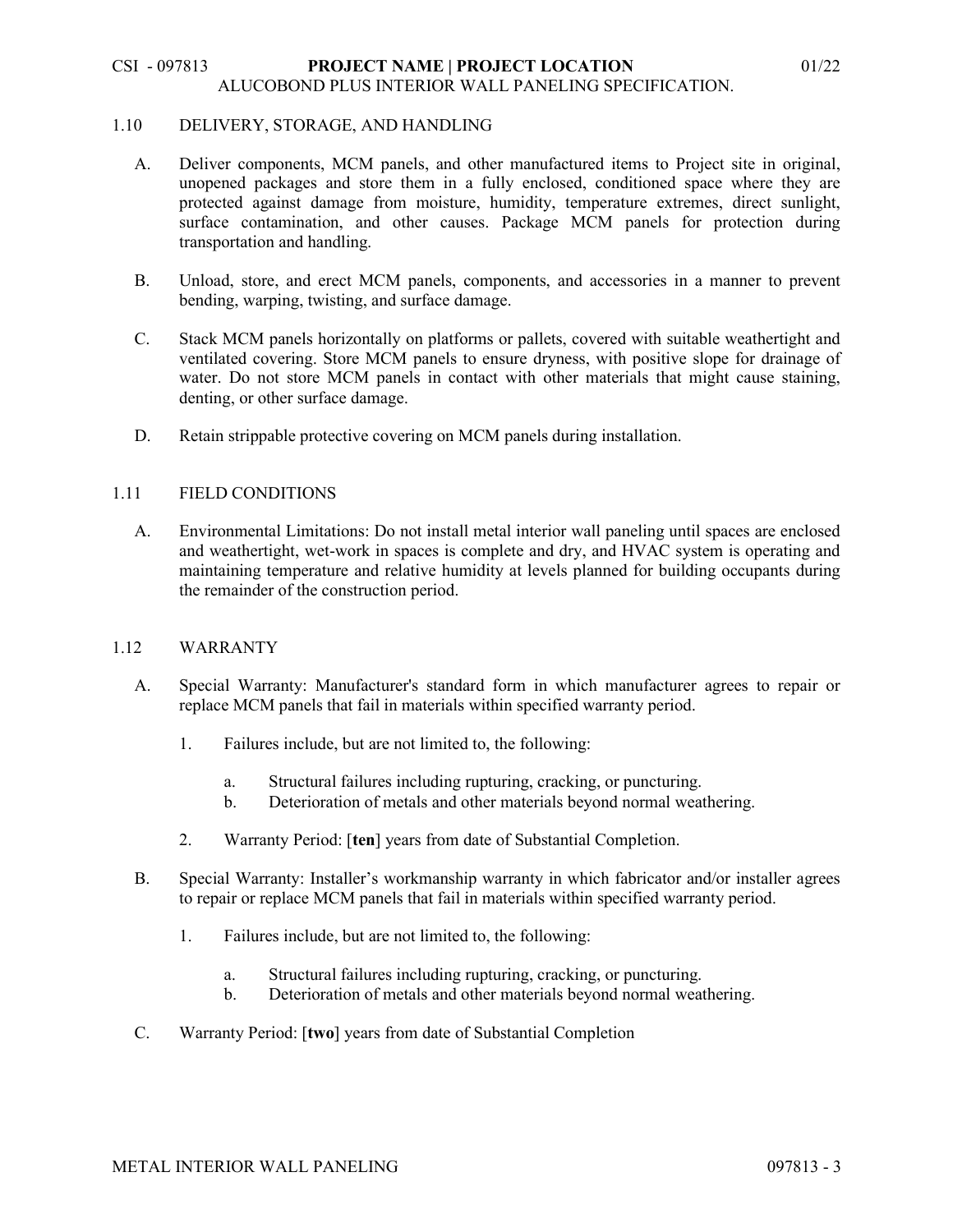## 1.10 DELIVERY, STORAGE, AND HANDLING

A. Deliver components, MCM panels, and other manufactured items to Project site in original, unopened packages and store them in a fully enclosed, conditioned space where they are protected against damage from moisture, humidity, temperature extremes, direct sunlight, surface contamination, and other causes. Package MCM panels for protection during transportation and handling.

B. Unload, store, and erect MCM panels, components, and accessories in a manner to prevent bending, warping, twisting, and surface damage.

C. Stack MCM panels horizontally on platforms or pallets, covered with suitable weathertight and ventilated covering. Store MCM panels to ensure dryness, with positive slope for drainage of water. Do not store MCM panels in contact with other materials that might cause staining, denting, or other surface damage.

D. Retain strippable protective covering on MCM panels during installation.

## 1.11 FIELD CONDITIONS

A. Environmental Limitations: Do not install metal interior wall paneling until spaces are enclosed and weathertight, wet-work in spaces is complete and dry, and HVAC system is operating and maintaining temperature and relative humidity at levels planned for building occupants during the remainder of the construction period.

## 1.12 WARRANTY

A. Special Warranty: Manufacturer's standard form in which manufacturer agrees to repair or replace MCM panels that fail in materials within specified warranty period.

1. Failures include, but are not limited to, the following:

   a. Structural failures including rupturing, cracking, or puncturing.

   b. Deterioration of metals and other materials beyond normal weathering.

2. Warranty Period: [**ten**] years from date of Substantial Completion.

B. Special Warranty: Installer's workmanship warranty in which fabricator and/or installer agrees to repair or replace MCM panels that fail in materials within specified warranty period.

1. Failures include, but are not limited to, the following:

   a. Structural failures including rupturing, cracking, or puncturing.

   b. Deterioration of metals and other materials beyond normal weathering.

C. Warranty Period: [**two**] years from date of Substantial Completion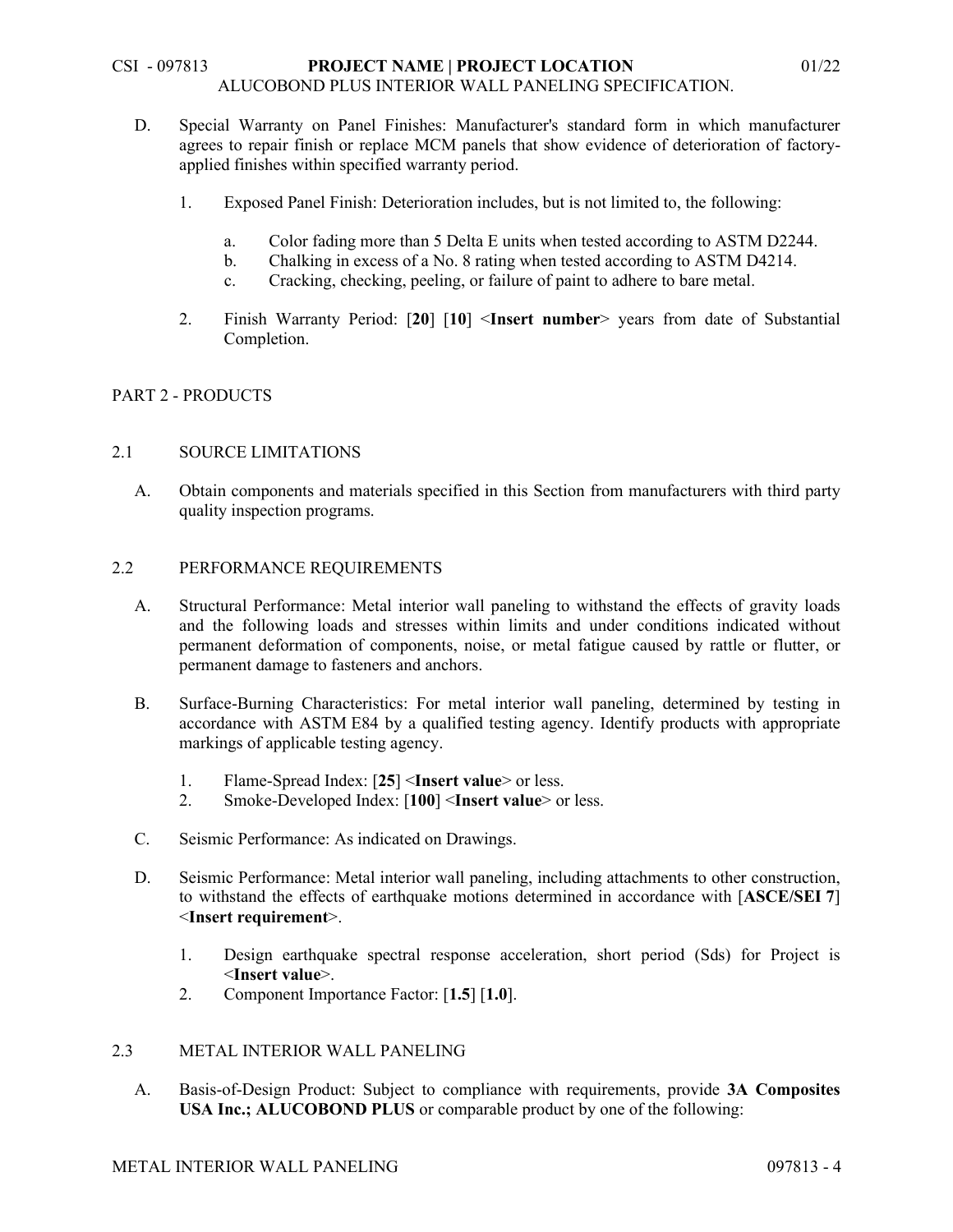D. Special Warranty on Panel Finishes: Manufacturer's standard form in which manufacturer agrees to repair finish or replace MCM panels that show evidence of deterioration of factory-applied finishes within specified warranty period.

1. Exposed Panel Finish: Deterioration includes, but is not limited to, the following:

    a. Color fading more than 5 Delta E units when tested according to ASTM D2244.
    b. Chalking in excess of a No. 8 rating when tested according to ASTM D4214.
    c. Cracking, checking, peeling, or failure of paint to adhere to bare metal.

2. Finish Warranty Period: [**20**] [**10**] <**Insert number**> years from date of Substantial Completion.

## PART 2 - PRODUCTS

### 2.1 SOURCE LIMITATIONS

A. Obtain components and materials specified in this Section from manufacturers with third party quality inspection programs.

### 2.2 PERFORMANCE REQUIREMENTS

A. Structural Performance: Metal interior wall paneling to withstand the effects of gravity loads and the following loads and stresses within limits and under conditions indicated without permanent deformation of components, noise, or metal fatigue caused by rattle or flutter, or permanent damage to fasteners and anchors.

B. Surface-Burning Characteristics: For metal interior wall paneling, determined by testing in accordance with ASTM E84 by a qualified testing agency. Identify products with appropriate markings of applicable testing agency.

1. Flame-Spread Index: [**25**] <**Insert value**> or less.
2. Smoke-Developed Index: [**100**] <**Insert value**> or less.

C. Seismic Performance: As indicated on Drawings.

D. Seismic Performance: Metal interior wall paneling, including attachments to other construction, to withstand the effects of earthquake motions determined in accordance with [**ASCE/SEI 7**] <**Insert requirement**>.

1. Design earthquake spectral response acceleration, short period (Sds) for Project is <**Insert value**>.
2. Component Importance Factor: [**1.5**] [**1.0**].

### 2.3 METAL INTERIOR WALL PANELING

A. Basis-of-Design Product: Subject to compliance with requirements, provide **3A Composites USA Inc.; ALUCOBOND PLUS** or comparable product by one of the following: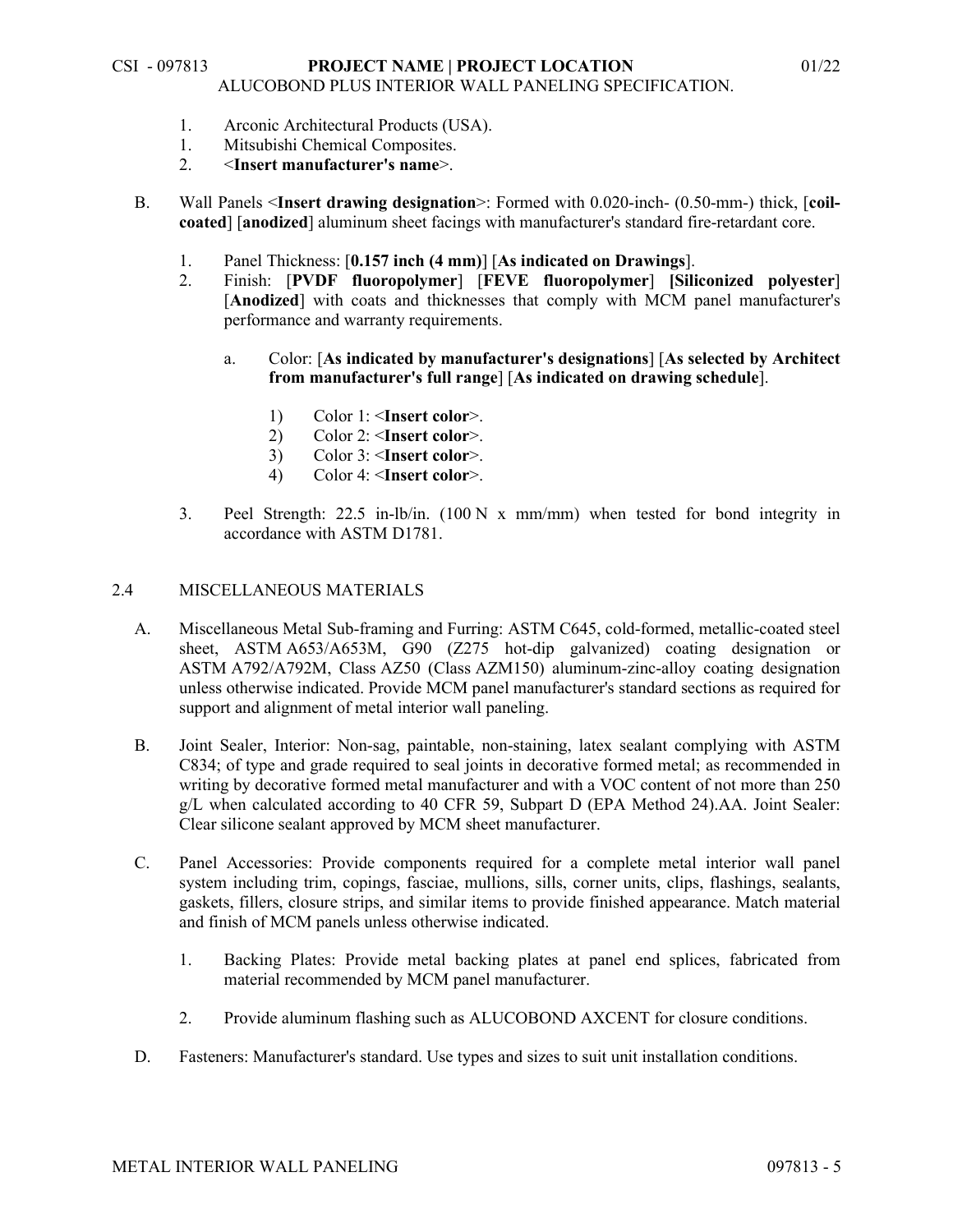1. Arconic Architectural Products (USA).
1. Mitsubishi Chemical Composites.
2. <**Insert manufacturer's name**>.

B. Wall Panels <**Insert drawing designation**>: Formed with 0.020-inch- (0.50-mm-) thick, [**coil-coated**] [**anodized**] aluminum sheet facings with manufacturer's standard fire-retardant core.

1. Panel Thickness: [**0.157 inch (4 mm)**] [**As indicated on Drawings**].
2. Finish: [**PVDF fluoropolymer**] [**FEVE fluoropolymer**] **[Siliconized polyester**] [**Anodized**] with coats and thicknesses that comply with MCM panel manufacturer's performance and warranty requirements.

   a. Color: [**As indicated by manufacturer's designations**] [**As selected by Architect from manufacturer's full range**] [**As indicated on drawing schedule**].

      1) Color 1: <**Insert color**>.
      2) Color 2: <**Insert color**>.
      3) Color 3: <**Insert color**>.
      4) Color 4: <**Insert color**>.

3. Peel Strength: 22.5 in-lb/in. (100 N x mm/mm) when tested for bond integrity in accordance with ASTM D1781.

## 2.4 MISCELLANEOUS MATERIALS

A. Miscellaneous Metal Sub-framing and Furring: ASTM C645, cold-formed, metallic-coated steel sheet, ASTM A653/A653M, G90 (Z275 hot-dip galvanized) coating designation or ASTM A792/A792M, Class AZ50 (Class AZM150) aluminum-zinc-alloy coating designation unless otherwise indicated. Provide MCM panel manufacturer's standard sections as required for support and alignment of metal interior wall paneling.

B. Joint Sealer, Interior: Non-sag, paintable, non-staining, latex sealant complying with ASTM C834; of type and grade required to seal joints in decorative formed metal; as recommended in writing by decorative formed metal manufacturer and with a VOC content of not more than 250 g/L when calculated according to 40 CFR 59, Subpart D (EPA Method 24).AA. Joint Sealer: Clear silicone sealant approved by MCM sheet manufacturer.

C. Panel Accessories: Provide components required for a complete metal interior wall panel system including trim, copings, fasciae, mullions, sills, corner units, clips, flashings, sealants, gaskets, fillers, closure strips, and similar items to provide finished appearance. Match material and finish of MCM panels unless otherwise indicated.

1. Backing Plates: Provide metal backing plates at panel end splices, fabricated from material recommended by MCM panel manufacturer.

2. Provide aluminum flashing such as ALUCOBOND AXCENT for closure conditions.

D. Fasteners: Manufacturer's standard. Use types and sizes to suit unit installation conditions.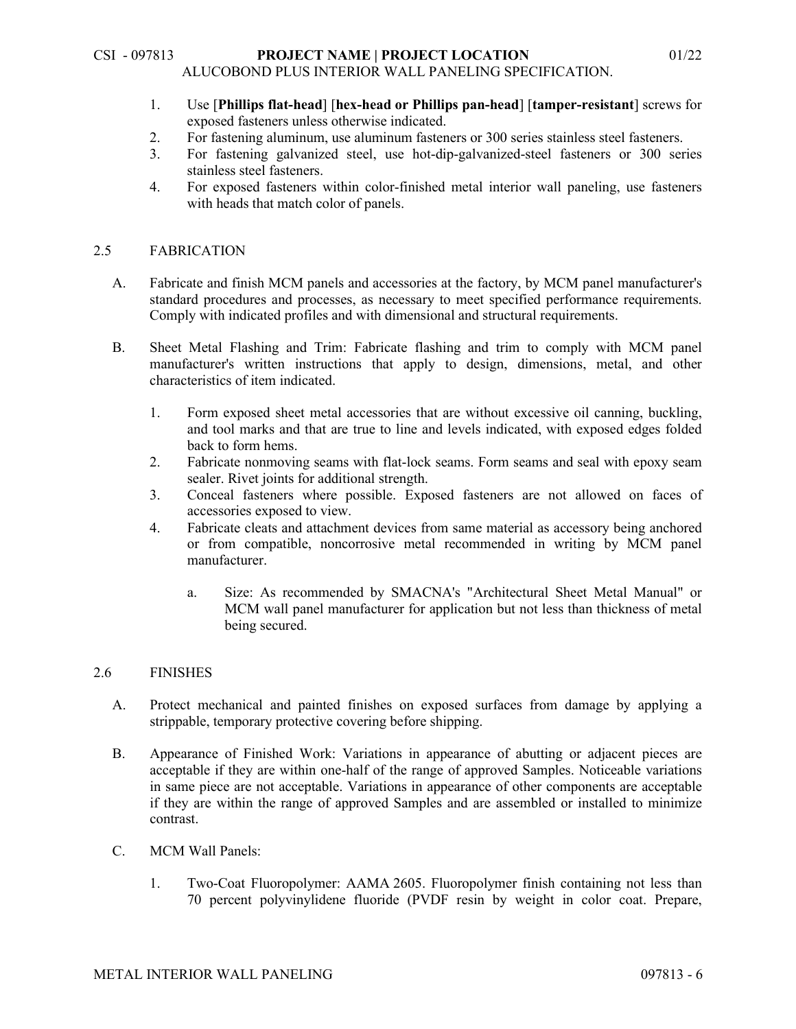1. Use [**Phillips flat-head**] [**hex-head or Phillips pan-head**] [**tamper-resistant**] screws for exposed fasteners unless otherwise indicated.
2. For fastening aluminum, use aluminum fasteners or 300 series stainless steel fasteners.
3. For fastening galvanized steel, use hot-dip-galvanized-steel fasteners or 300 series stainless steel fasteners.
4. For exposed fasteners within color-finished metal interior wall paneling, use fasteners with heads that match color of panels.

## 2.5 FABRICATION

A. Fabricate and finish MCM panels and accessories at the factory, by MCM panel manufacturer's standard procedures and processes, as necessary to meet specified performance requirements. Comply with indicated profiles and with dimensional and structural requirements.

B. Sheet Metal Flashing and Trim: Fabricate flashing and trim to comply with MCM panel manufacturer's written instructions that apply to design, dimensions, metal, and other characteristics of item indicated.

   1. Form exposed sheet metal accessories that are without excessive oil canning, buckling, and tool marks and that are true to line and levels indicated, with exposed edges folded back to form hems.
   2. Fabricate nonmoving seams with flat-lock seams. Form seams and seal with epoxy seam sealer. Rivet joints for additional strength.
   3. Conceal fasteners where possible. Exposed fasteners are not allowed on faces of accessories exposed to view.
   4. Fabricate cleats and attachment devices from same material as accessory being anchored or from compatible, noncorrosive metal recommended in writing by MCM panel manufacturer.

      a. Size: As recommended by SMACNA's "Architectural Sheet Metal Manual" or MCM wall panel manufacturer for application but not less than thickness of metal being secured.

## 2.6 FINISHES

A. Protect mechanical and painted finishes on exposed surfaces from damage by applying a strippable, temporary protective covering before shipping.

B. Appearance of Finished Work: Variations in appearance of abutting or adjacent pieces are acceptable if they are within one-half of the range of approved Samples. Noticeable variations in same piece are not acceptable. Variations in appearance of other components are acceptable if they are within the range of approved Samples and are assembled or installed to minimize contrast.

C. MCM Wall Panels:

   1. Two-Coat Fluoropolymer: AAMA 2605. Fluoropolymer finish containing not less than 70 percent polyvinylidene fluoride (PVDF resin by weight in color coat. Prepare,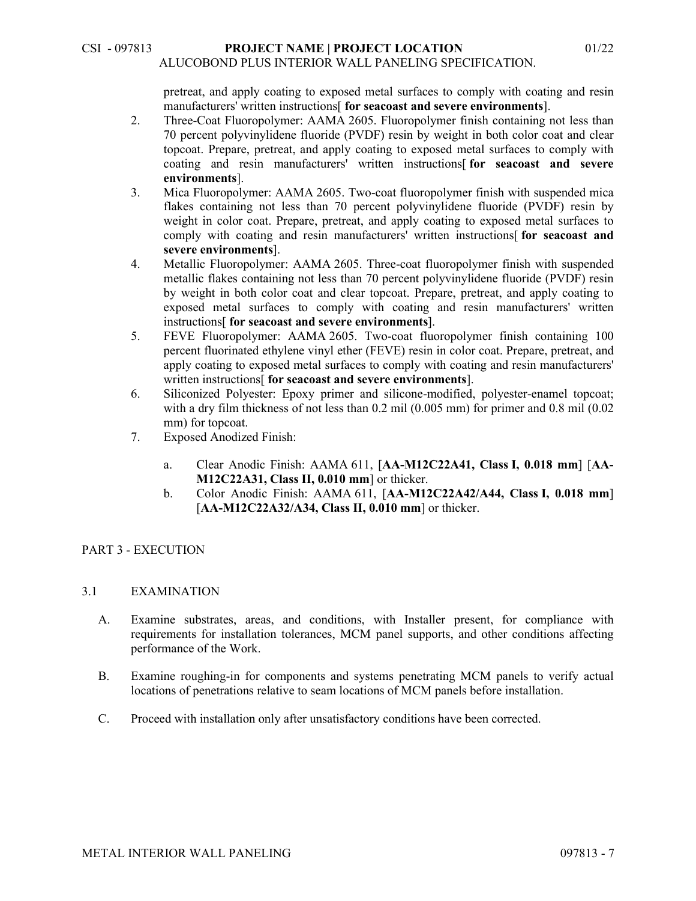pretreat, and apply coating to exposed metal surfaces to comply with coating and resin manufacturers' written instructions[ **for seacoast and severe environments**].

2. Three-Coat Fluoropolymer: AAMA 2605. Fluoropolymer finish containing not less than 70 percent polyvinylidene fluoride (PVDF) resin by weight in both color coat and clear topcoat. Prepare, pretreat, and apply coating to exposed metal surfaces to comply with coating and resin manufacturers' written instructions[ **for seacoast and severe environments**].
3. Mica Fluoropolymer: AAMA 2605. Two-coat fluoropolymer finish with suspended mica flakes containing not less than 70 percent polyvinylidene fluoride (PVDF) resin by weight in color coat. Prepare, pretreat, and apply coating to exposed metal surfaces to comply with coating and resin manufacturers' written instructions[ **for seacoast and severe environments**].
4. Metallic Fluoropolymer: AAMA 2605. Three-coat fluoropolymer finish with suspended metallic flakes containing not less than 70 percent polyvinylidene fluoride (PVDF) resin by weight in both color coat and clear topcoat. Prepare, pretreat, and apply coating to exposed metal surfaces to comply with coating and resin manufacturers' written instructions[ **for seacoast and severe environments**].
5. FEVE Fluoropolymer: AAMA 2605. Two-coat fluoropolymer finish containing 100 percent fluorinated ethylene vinyl ether (FEVE) resin in color coat. Prepare, pretreat, and apply coating to exposed metal surfaces to comply with coating and resin manufacturers' written instructions[ **for seacoast and severe environments**].
6. Siliconized Polyester: Epoxy primer and silicone-modified, polyester-enamel topcoat; with a dry film thickness of not less than 0.2 mil (0.005 mm) for primer and 0.8 mil (0.02 mm) for topcoat.
7. Exposed Anodized Finish:
   a. Clear Anodic Finish: AAMA 611, [**AA-M12C22A41, Class I, 0.018 mm**] [**AA-M12C22A31, Class II, 0.010 mm**] or thicker.
   b. Color Anodic Finish: AAMA 611, [**AA-M12C22A42/A44, Class I, 0.018 mm**] [**AA-M12C22A32/A34, Class II, 0.010 mm**] or thicker.

## PART 3 - EXECUTION

### 3.1 EXAMINATION

A. Examine substrates, areas, and conditions, with Installer present, for compliance with requirements for installation tolerances, MCM panel supports, and other conditions affecting performance of the Work.

B. Examine roughing-in for components and systems penetrating MCM panels to verify actual locations of penetrations relative to seam locations of MCM panels before installation.

C. Proceed with installation only after unsatisfactory conditions have been corrected.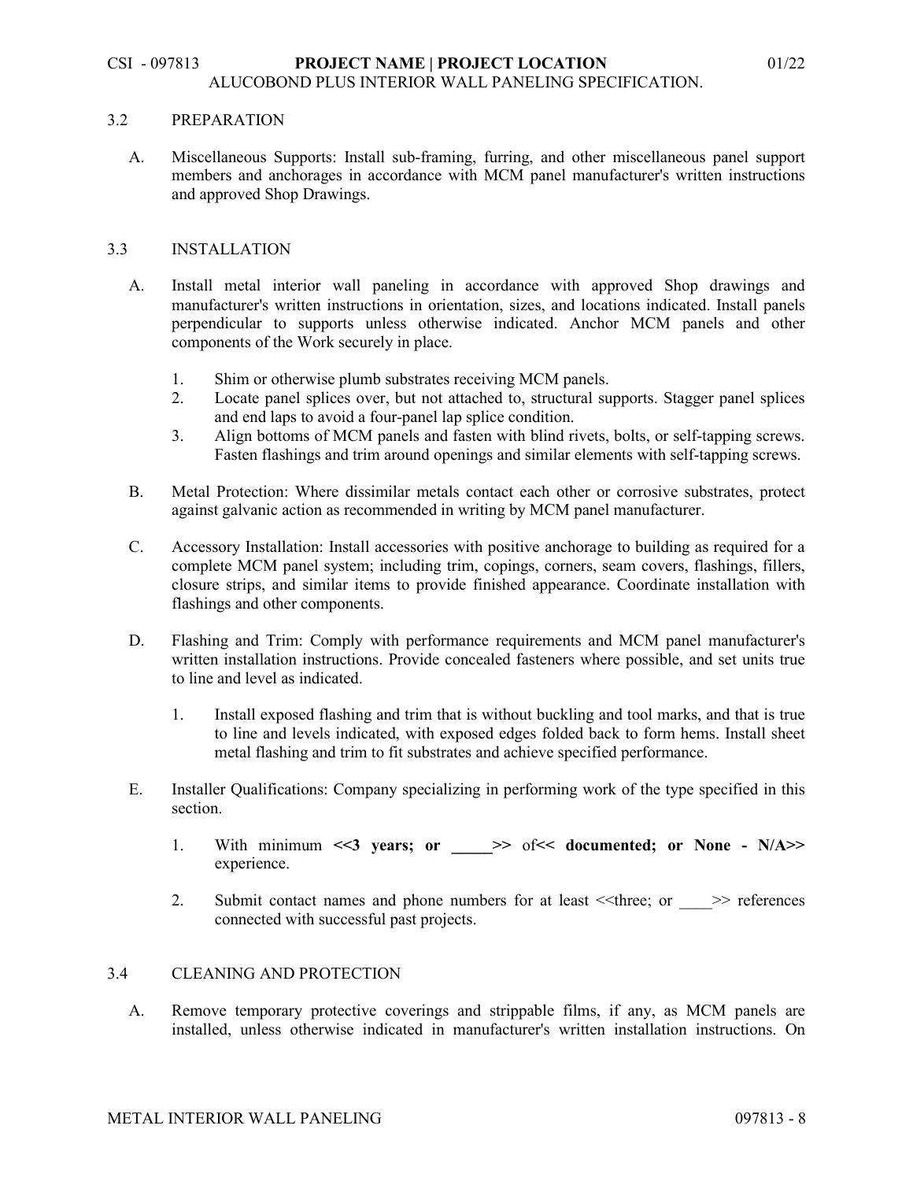## 3.2 PREPARATION

A. Miscellaneous Supports: Install sub-framing, furring, and other miscellaneous panel support members and anchorages in accordance with MCM panel manufacturer's written instructions and approved Shop Drawings.

## 3.3 INSTALLATION

A. Install metal interior wall paneling in accordance with approved Shop drawings and manufacturer's written instructions in orientation, sizes, and locations indicated. Install panels perpendicular to supports unless otherwise indicated. Anchor MCM panels and other components of the Work securely in place.

1. Shim or otherwise plumb substrates receiving MCM panels.
2. Locate panel splices over, but not attached to, structural supports. Stagger panel splices and end laps to avoid a four-panel lap splice condition.
3. Align bottoms of MCM panels and fasten with blind rivets, bolts, or self-tapping screws. Fasten flashings and trim around openings and similar elements with self-tapping screws.

B. Metal Protection: Where dissimilar metals contact each other or corrosive substrates, protect against galvanic action as recommended in writing by MCM panel manufacturer.

C. Accessory Installation: Install accessories with positive anchorage to building as required for a complete MCM panel system; including trim, copings, corners, seam covers, flashings, fillers, closure strips, and similar items to provide finished appearance. Coordinate installation with flashings and other components.

D. Flashing and Trim: Comply with performance requirements and MCM panel manufacturer's written installation instructions. Provide concealed fasteners where possible, and set units true to line and level as indicated.

1. Install exposed flashing and trim that is without buckling and tool marks, and that is true to line and levels indicated, with exposed edges folded back to form hems. Install sheet metal flashing and trim to fit substrates and achieve specified performance.

E. Installer Qualifications: Company specializing in performing work of the type specified in this section.

1. With minimum **<<3 years; or _____>>** of**<< documented; or None - N/A>>** experience.

2. Submit contact names and phone numbers for at least <<three; or ____>> references connected with successful past projects.

## 3.4 CLEANING AND PROTECTION

A. Remove temporary protective coverings and strippable films, if any, as MCM panels are installed, unless otherwise indicated in manufacturer's written installation instructions. On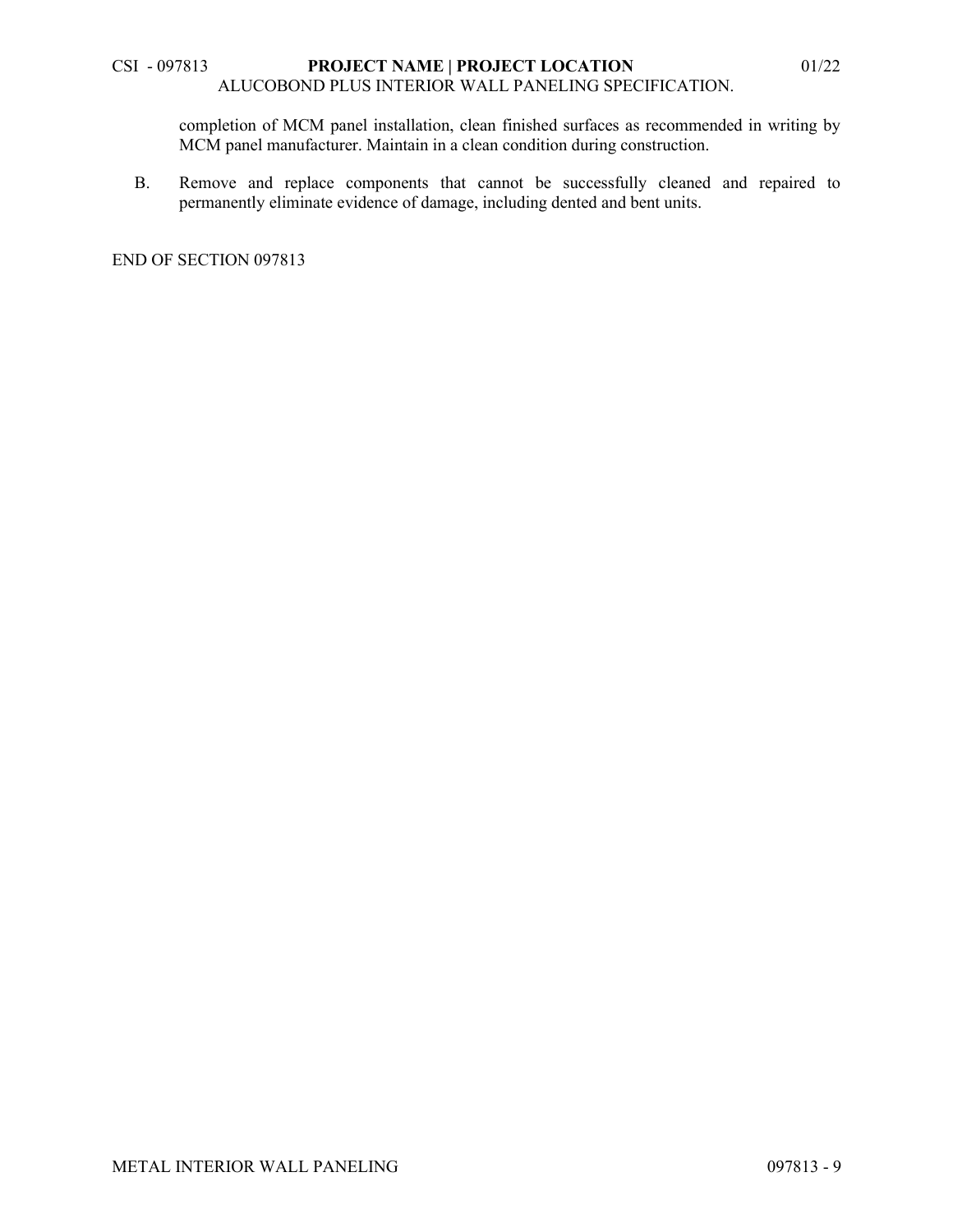completion of MCM panel installation, clean finished surfaces as recommended in writing by MCM panel manufacturer. Maintain in a clean condition during construction.

B. Remove and replace components that cannot be successfully cleaned and repaired to permanently eliminate evidence of damage, including dented and bent units.

END OF SECTION 097813